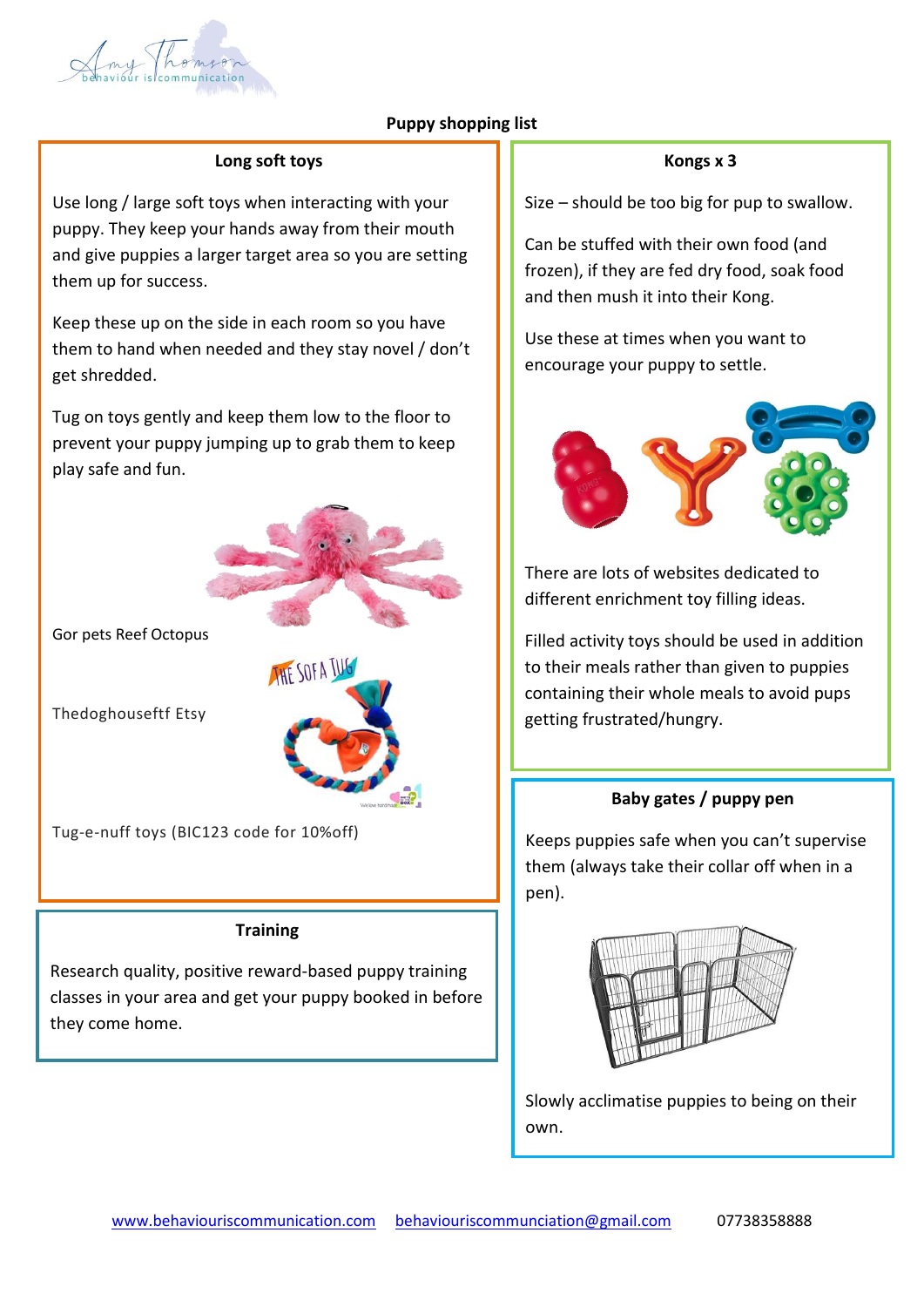# Puppy shopping list

## Long soft toys

Use long / large soft toys when interacting with your puppy. They keep your hands away from their mouth and give puppies a larger target area so you are setting them up for success.

Keep these up on the side in each room so you have them to hand when needed and they stay novel / don't get shredded.

Tug on toys gently and keep them low to the floor to prevent your puppy jumping up to grab them to keep play safe and fun.

Gor pets Reef Octopus

Thedoghouseftf Etsy

Tug-e-nuff toys (BIC123 code for 10%off)

## Training

Research quality, positive reward-based puppy training classes in your area and get your puppy booked in before they come home.

## Kongs x 3

Size – should be too big for pup to swallow.

Can be stuffed with their own food (and frozen), if they are fed dry food, soak food and then mush it into their Kong.

Use these at times when you want to encourage your puppy to settle.

There are lots of websites dedicated to different enrichment toy filling ideas.

Filled activity toys should be used in addition to their meals rather than given to puppies containing their whole meals to avoid pups getting frustrated/hungry.

## Baby gates / puppy pen

Keeps puppies safe when you can't supervise them (always take their collar off when in a pen).

Slowly acclimatise puppies to being on their own.

www.behaviouriscommunication.com behaviouriscommunciation@gmail.com 07738358888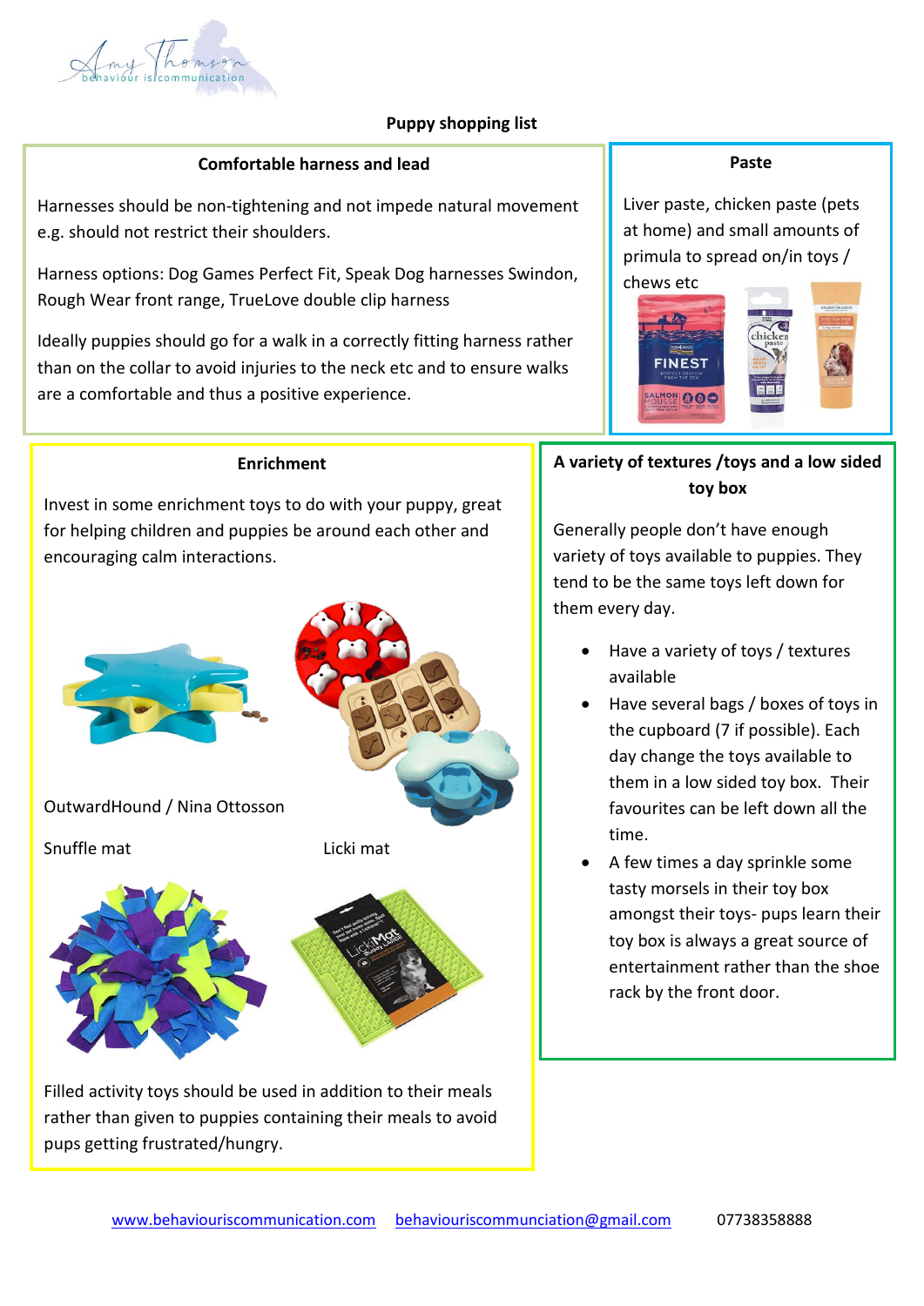# Puppy shopping list

## Comfortable harness and lead

Harnesses should be non-tightening and not impede natural movement e.g. should not restrict their shoulders.

Harness options: Dog Games Perfect Fit, Speak Dog harnesses Swindon, Rough Wear front range, TrueLove double clip harness

Ideally puppies should go for a walk in a correctly fitting harness rather than on the collar to avoid injuries to the neck etc and to ensure walks are a comfortable and thus a positive experience.

## Paste

Liver paste, chicken paste (pets at home) and small amounts of primula to spread on/in toys / chews etc

## Enrichment

Invest in some enrichment toys to do with your puppy, great for helping children and puppies be around each other and encouraging calm interactions.

OutwardHound / Nina Ottosson

Snuffle mat

Licki mat

Filled activity toys should be used in addition to their meals rather than given to puppies containing their meals to avoid pups getting frustrated/hungry.

## A variety of textures /toys and a low sided toy box

Generally people don't have enough variety of toys available to puppies. They tend to be the same toys left down for them every day.

- Have a variety of toys / textures available
- Have several bags / boxes of toys in the cupboard (7 if possible). Each day change the toys available to them in a low sided toy box. Their favourites can be left down all the time.
- A few times a day sprinkle some tasty morsels in their toy box amongst their toys- pups learn their toy box is always a great source of entertainment rather than the shoe rack by the front door.

www.behaviouriscommunication.com behaviouriscommunciation@gmail.com 07738358888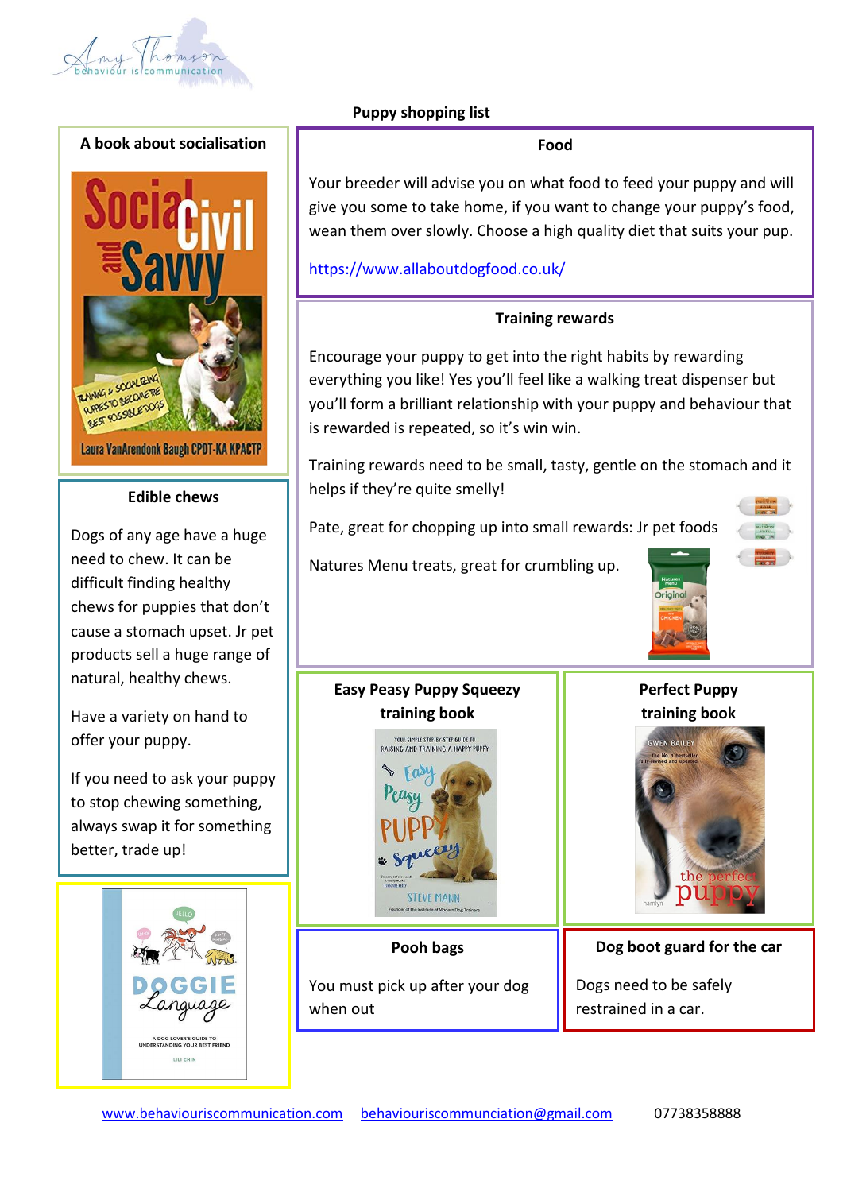## Puppy shopping list

### A book about socialisation

### Food

Your breeder will advise you on what food to feed your puppy and will give you some to take home, if you want to change your puppy's food, wean them over slowly. Choose a high quality diet that suits your pup.

https://www.allaboutdogfood.co.uk/

### Training rewards

Encourage your puppy to get into the right habits by rewarding everything you like! Yes you'll feel like a walking treat dispenser but you'll form a brilliant relationship with your puppy and behaviour that is rewarded is repeated, so it's win win.

Training rewards need to be small, tasty, gentle on the stomach and it helps if they're quite smelly!

Pate, great for chopping up into small rewards: Jr pet foods

Natures Menu treats, great for crumbling up.

### Edible chews

Dogs of any age have a huge need to chew. It can be difficult finding healthy chews for puppies that don't cause a stomach upset. Jr pet products sell a huge range of natural, healthy chews.

Have a variety on hand to offer your puppy.

If you need to ask your puppy to stop chewing something, always swap it for something better, trade up!

### Easy Peasy Puppy Squeezy training book

### Perfect Puppy training book

### Pooh bags

You must pick up after your dog when out

### Dog boot guard for the car

Dogs need to be safely restrained in a car.

www.behaviouriscommunication.com behaviouriscommunciation@gmail.com 07738358888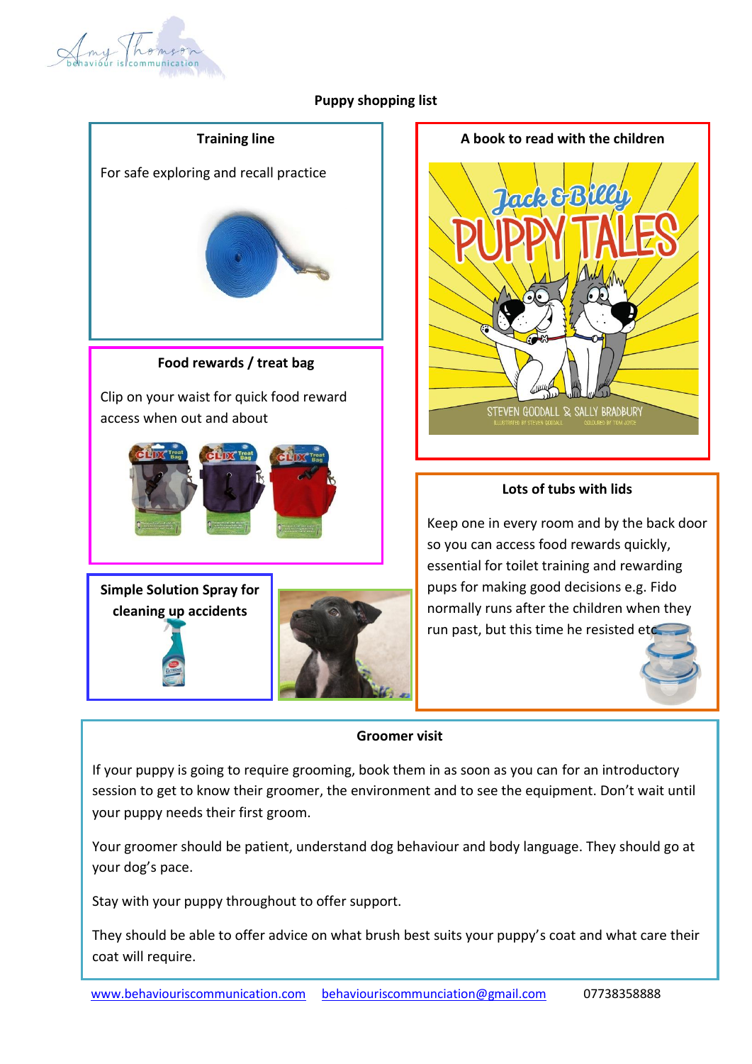## Puppy shopping list

### Training line

For safe exploring and recall practice

### Food rewards / treat bag

Clip on your waist for quick food reward access when out and about

### Simple Solution Spray for cleaning up accidents

### A book to read with the children

### Lots of tubs with lids

Keep one in every room and by the back door so you can access food rewards quickly, essential for toilet training and rewarding pups for making good decisions e.g. Fido normally runs after the children when they run past, but this time he resisted etc

### Groomer visit

If your puppy is going to require grooming, book them in as soon as you can for an introductory session to get to know their groomer, the environment and to see the equipment. Don't wait until your puppy needs their first groom.

Your groomer should be patient, understand dog behaviour and body language. They should go at your dog's pace.

Stay with your puppy throughout to offer support.

They should be able to offer advice on what brush best suits your puppy's coat and what care their coat will require.

www.behaviouriscommunication.com behaviouriscommunciation@gmail.com 07738358888